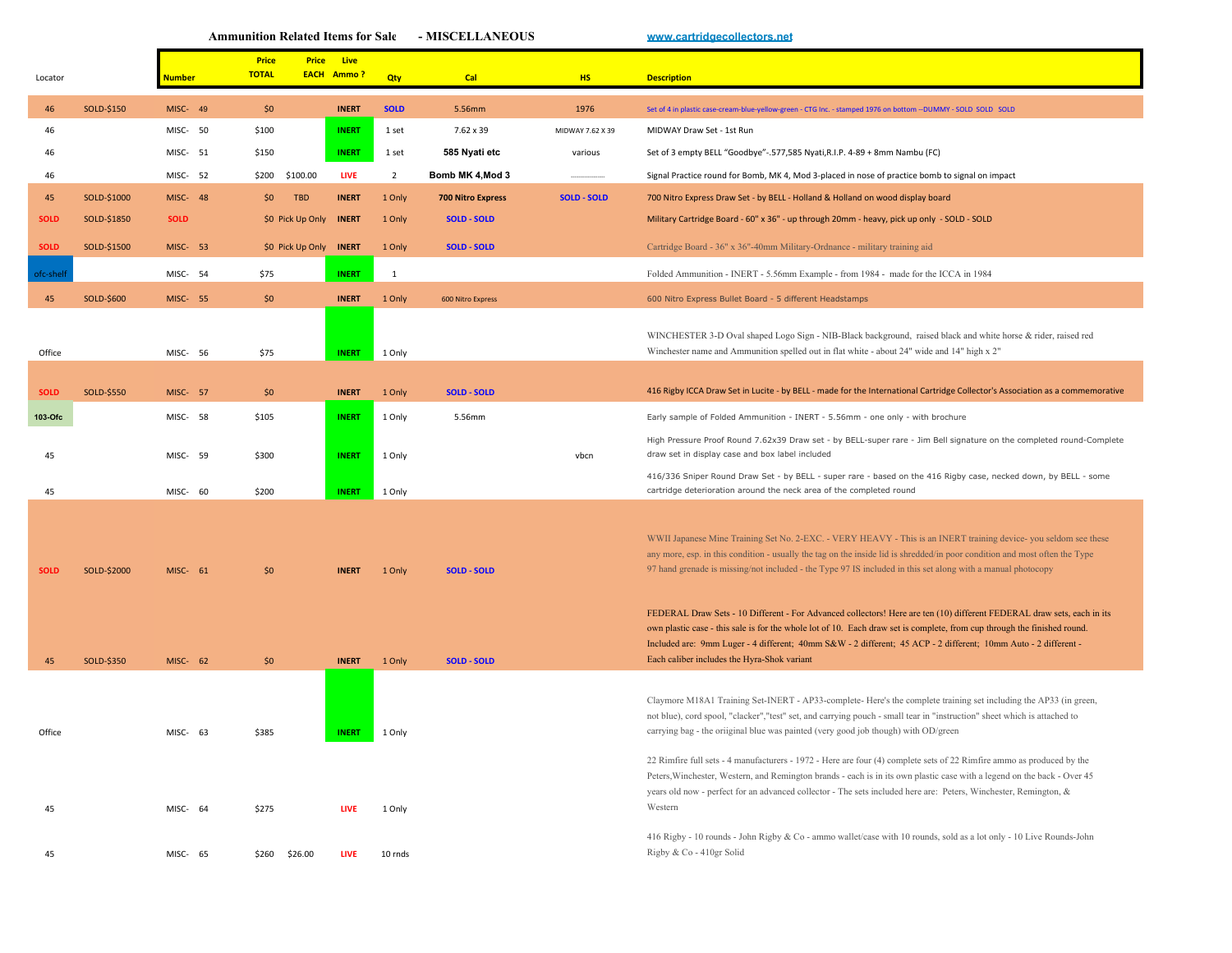# Ammunition Related Items for Sale - MISCELLANEOUS

www.cartridgecollectors.net

| Locator | | Number | Price TOTAL | Price EACH | Live Ammo ? | Qty | Cal | HS | Description |
|---|---|---|---|---|---|---|---|---|---|
| 46 | SOLD-$150 | MISC- 49 | $0 | | INERT | SOLD | 5.56mm | 1976 | Set of 4 in plastic case-cream-blue-yellow-green - CTG Inc. - stamped 1976 on bottom --DUMMY - SOLD SOLD SOLD |
| 46 | | MISC- 50 | $100 | | INERT | 1 set | 7.62 x 39 | MIDWAY 7.62 X 39 | MIDWAY Draw Set - 1st Run |
| 46 | | MISC- 51 | $150 | | INERT | 1 set | 585 Nyati etc | various | Set of 3 empty BELL "Goodbye"-.577,585 Nyati,R.I.P. 4-89 + 8mm Nambu (FC) |
| 46 | | MISC- 52 | $200 | $100.00 | LIVE | 2 | Bomb MK 4,Mod 3 | ------------------ | Signal Practice round for Bomb, MK 4, Mod 3-placed in nose of practice bomb to signal on impact |
| 45 | SOLD-$1000 | MISC- 48 | $0 | TBD | INERT | 1 Only | 700 Nitro Express | SOLD - SOLD | 700 Nitro Express Draw Set - by BELL - Holland & Holland on wood display board |
| SOLD | SOLD-$1850 | SOLD | $0 | Pick Up Only | INERT | 1 Only | SOLD - SOLD | | Military Cartridge Board - 60" x 36" - up through 20mm - heavy, pick up only - SOLD - SOLD |
| SOLD | SOLD-$1500 | MISC- 53 | $0 | Pick Up Only | INERT | 1 Only | SOLD - SOLD | | Cartridge Board - 36" x 36"-40mm Military-Ordnance - military training aid |
| ofc-shelf | | MISC- 54 | $75 | | INERT | 1 | | | Folded Ammunition - INERT - 5.56mm Example - from 1984 - made for the ICCA in 1984 |
| 45 | SOLD-$600 | MISC- 55 | $0 | | INERT | 1 Only | 600 Nitro Express | | 600 Nitro Express Bullet Board - 5 different Headstamps |
| Office | | MISC- 56 | $75 | | INERT | 1 Only | | | WINCHESTER 3-D Oval shaped Logo Sign - NIB-Black background, raised black and white horse & rider, raised red Winchester name and Ammunition spelled out in flat white - about 24" wide and 14" high x 2" |
| SOLD | SOLD-$550 | MISC- 57 | $0 | | INERT | 1 Only | SOLD - SOLD | | 416 Rigby ICCA Draw Set in Lucite - by BELL - made for the International Cartridge Collector's Association as a commemorative |
| 103-Ofc | | MISC- 58 | $105 | | INERT | 1 Only | 5.56mm | | Early sample of Folded Ammunition - INERT - 5.56mm - one only - with brochure |
| 45 | | MISC- 59 | $300 | | INERT | 1 Only | | vbcn | High Pressure Proof Round 7.62x39 Draw set - by BELL-super rare - Jim Bell signature on the completed round-Complete draw set in display case and box label included |
| 45 | | MISC- 60 | $200 | | INERT | 1 Only | | | 416/336 Sniper Round Draw Set - by BELL - super rare - based on the 416 Rigby case, necked down, by BELL - some cartridge deterioration around the neck area of the completed round |
| SOLD | SOLD-$2000 | MISC- 61 | $0 | | INERT | 1 Only | SOLD - SOLD | | WWII Japanese Mine Training Set No. 2-EXC. - VERY HEAVY - This is an INERT training device- you seldom see these any more, esp. in this condition - usually the tag on the inside lid is shredded/in poor condition and most often the Type 97 hand grenade is missing/not included - the Type 97 IS included in this set along with a manual photocopy |
| 45 | SOLD-$350 | MISC- 62 | $0 | | INERT | 1 Only | SOLD - SOLD | | FEDERAL Draw Sets - 10 Different - For Advanced collectors! Here are ten (10) different FEDERAL draw sets, each in its own plastic case - this sale is for the whole lot of 10. Each draw set is complete, from cup through the finished round. Included are: 9mm Luger - 4 different; 40mm S&W - 2 different; 45 ACP - 2 different; 10mm Auto - 2 different - Each caliber includes the Hyra-Shok variant |
| Office | | MISC- 63 | $385 | | INERT | 1 Only | | | Claymore M18A1 Training Set-INERT - AP33-complete- Here's the complete training set including the AP33 (in green, not blue), cord spool, "clacker","test" set, and carrying pouch - small tear in "instruction" sheet which is attached to carrying bag - the oriiginal blue was painted (very good job though) with OD/green |
| 45 | | MISC- 64 | $275 | | LIVE | 1 Only | | | 22 Rimfire full sets - 4 manufacturers - 1972 - Here are four (4) complete sets of 22 Rimfire ammo as produced by the Peters,Winchester, Western, and Remington brands - each is in its own plastic case with a legend on the back - Over 45 years old now - perfect for an advanced collector - The sets included here are: Peters, Winchester, Remington, & Western |
| 45 | | MISC- 65 | $260 | $26.00 | LIVE | 10 rnds | | | 416 Rigby - 10 rounds - John Rigby & Co - ammo wallet/case with 10 rounds, sold as a lot only - 10 Live Rounds-John Rigby & Co - 410gr Solid |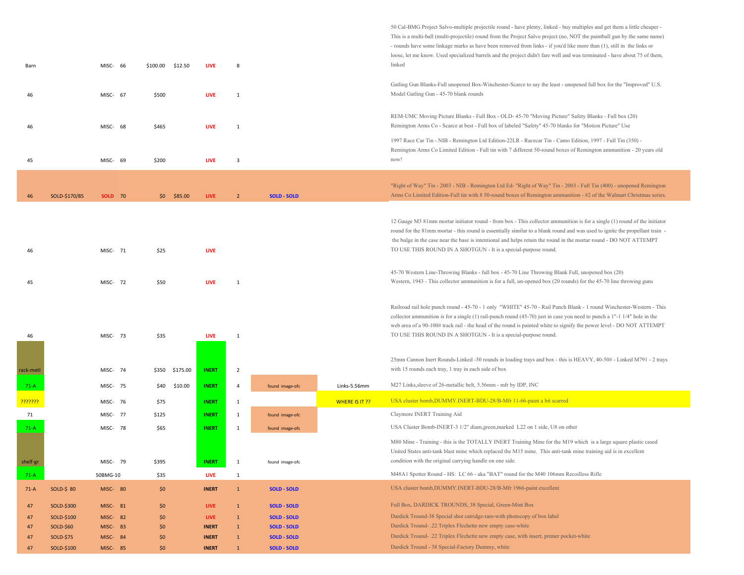| Location | Sold | Item | No. | Price | Price 2 | Status | Qty | Notes | Notes 2 | Description |
|---|---|---|---|---|---|---|---|---|---|---|
| Barn | | MISC- | 66 | $100.00 | $12.50 | LIVE | 8 | | | 50 Cal-BMG Project Salvo-multiple projectile round - have plenty, linked - buy multiples and get them a little cheaper - This is a multi-ball (multi-projectile) round from the Project Salvo project (no, NOT the paintball gun by the same name) - rounds have some linkage marks as have been removed from links - if you'd like more than (1), still in the links or loose, let me know. Used specialized barrels and the project didn't fare well and was terminated - have about 75 of them, linked |
| 46 | | MISC- | 67 | $500 | | LIVE | 1 | | | Gatling Gun Blanks-Full unopened Box-Winchester-Scarce to say the least - unopened full box for the "Improved" U.S. Model Gatling Gun - 45-70 blank rounds |
| 46 | | MISC- | 68 | $465 | | LIVE | 1 | | | REM-UMC Moving Picture Blanks - Full Box - OLD- 45-70 "Moving Picture" Safety Blanks - Full box (20) Remington Arms Co - Scarce at best - Full box of labeled "Safety" 45-70 blanks for "Motion Picture" Use |
| 45 | | MISC- | 69 | $200 | | LIVE | 3 | | | 1997 Race Car Tin - NIB - Remington Ltd Edition-22LR - Racecar Tin - Camo Edition, 1997 - Full Tin (350) - Remington Arms Co Limited Edition - Full tin with 7 different 50-round boxes of Remington ammunition - 20 years old now! |
| 46 | SOLD-$170/85 | SOLD | 70 | $0 | $85.00 | LIVE | 2 | SOLD - SOLD | | "Right of Way" Tin - 2003 - NIB - Remington Ltd Ed- "Right of Way" Tin - 2003 - Full Tin (400) - unopened Remington Arms Co Limited Edition-Full tin with 8 50-round boxes of Remington ammunition - #2 of the Walmart Christmas series. |
| 46 | | MISC- | 71 | $25 | | LIVE | | | | 12 Gauge M3 81mm mortar initiator round - from box - This collector ammunition is for a single (1) round of the initiator round for the 81mm mortar - this round is essentially similar to a blank round and was used to ignite the propellant train - the bulge in the case near the base is intentional and helps retain the round in the mortar round - DO NOT ATTEMPT TO USE THIS ROUND IN A SHOTGUN - It is a special-purpose round. |
| 45 | | MISC- | 72 | $50 | | LIVE | 1 | | | 45-70 Western Line-Throwing Blanks - full box - 45-70 Line Throwing Blank Full, unopened box (20) Western, 1943 - This collector ammunition is for a full, un-opened box (20 rounds) for the 45-70 line throwing guns |
| 46 | | MISC- | 73 | $35 | | LIVE | 1 | | | Railroad rail hole punch round - 45-70 - 1 only "WHITE" 45-70 - Rail Punch Blank - 1 round Winchester-Western - This collector ammunition is for a single (1) rail-punch round (45-70) just in case you need to punch a 1"-1 1/4" hole in the web area of a 90-100# track rail - the head of the round is painted white to signify the power level - DO NOT ATTEMPT TO USE THIS ROUND IN A SHOTGUN - It is a special-purpose round. |
| rack-metl | | MISC- | 74 | $350 | $175.00 | INERT | 2 | | | 25mm Cannon Inert Rounds-Linked -30 rounds in loading trays and box - this is HEAVY, 40-50# - Linked M791 - 2 trays with 15 rounds each tray, 1 tray in each side of box |
| 71-A | | MISC- | 75 | $40 | $10.00 | INERT | 4 | found image-ofc | Links-5.56mm | M27 Links,sleeve of 26-metallic belt, 5.56mm - mfr by IDP, INC |
| ??????? | | MISC- | 76 | $75 | | INERT | 1 | | WHERE IS IT ?? | USA cluster bomb,DUMMY.INERT-BDU-28/B-Mfr 11-66-paint a bit scarred |
| 71 | | MISC- | 77 | $125 | | INERT | 1 | found image-ofc | | Claymore INERT Training Aid |
| 71-A | | MISC- | 78 | $65 | | INERT | 1 | found image-ofc | | USA Cluster Bomb-INERT-3 1/2" diam,green,marked L22 on 1 side, U8 on other |
| shelf-gr | | MISC- | 79 | $395 | | INERT | 1 | found image-ofc | | M80 Mine - Training - this is the TOTALLY INERT Training Mine for the M19 which is a large square plastic cased United States anti-tank blast mine which replaced the M15 mine. This anti-tank mine training aid is in excellent condition with the original carrying handle on one side. |
| 71-A | | 50BMG-10 | | $35 | | LIVE | 1 | | | M48A1 Spotter Round - HS: LC 66 - aka "BAT" round for the M40 106mm Recoilless Rifle |
| 71-A | SOLD-$ 80 | MISC- | 80 | $0 | | INERT | 1 | SOLD - SOLD | | USA cluster bomb,DUMMY.INERT-BDU-28/B-Mfr 1966-paint excellent |
| 47 | SOLD-$300 | MISC- | 81 | $0 | | LIVE | 1 | SOLD - SOLD | | Full Box, DARDICK TROUNDS, 38 Special, Green-Mint Box |
| 47 | SOLD-$100 | MISC- | 82 | $0 | | LIVE | 1 | SOLD - SOLD | | Dardick Tround-38 Special shot catridge-rare-with photocopy of box label |
| 47 | SOLD-$60 | MISC- | 83 | $0 | | INERT | 1 | SOLD - SOLD | | Dardick Tround- .22 Triplex Flechette new empty case-white |
| 47 | SOLD-$75 | MISC- | 84 | $0 | | INERT | 1 | SOLD - SOLD | | Dardick Tround- .22 Triplex Flechette new empty case, with insert, primer pocket-white |
| 47 | SOLD-$100 | MISC- | 85 | $0 | | INERT | 1 | SOLD - SOLD | | Dardick Tround - 38 Special-Factory Dummy, white |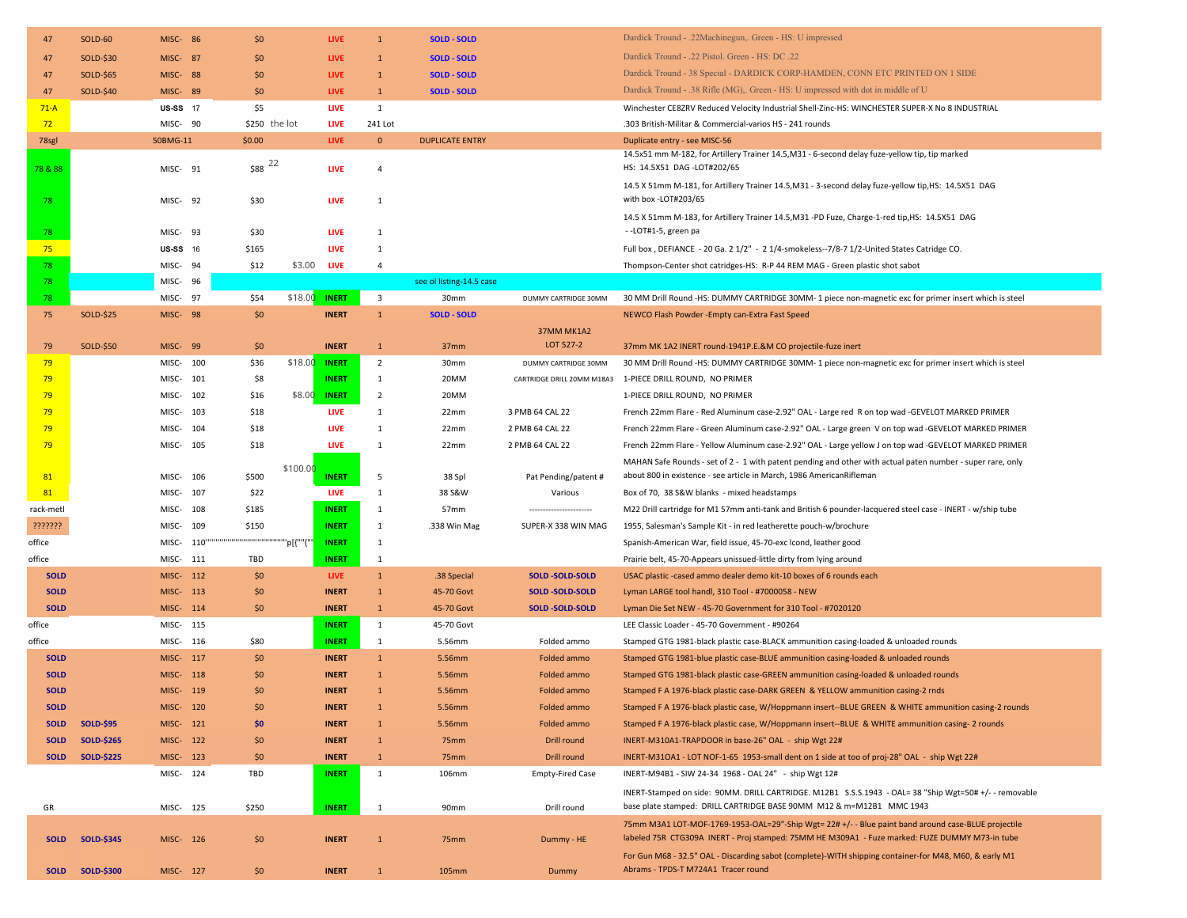| | | | | | | | | | | |
|---|---|---|---|---|---|---|---|---|---|---|
| 47 | SOLD-60 | MISC- | 86 | $0 | | LIVE | 1 | SOLD - SOLD | | Dardick Tround - .22Machinegun,. Green - HS: U impressed |
| 47 | SOLD-$30 | MISC- | 87 | $0 | | LIVE | 1 | SOLD - SOLD | | Dardick Tround - .22 Pistol. Green - HS: DC .22 |
| 47 | SOLD-$65 | MISC- | 88 | $0 | | LIVE | 1 | SOLD - SOLD | | Dardick Tround - 38 Special - DARDICK CORP-HAMDEN, CONN ETC PRINTED ON 1 SIDE |
| 47 | SOLD-$40 | MISC- | 89 | $0 | | LIVE | 1 | SOLD - SOLD | | Dardick Tround - .38 Rifle (MG),. Green - HS: U impressed with dot in middle of U |
| 71-A | | US-SS | 17 | $5 | | LIVE | 1 | | | Winchester CE8ZRV Reduced Velocity Industrial Shell-Zinc-HS: WINCHESTER SUPER-X No 8 INDUSTRIAL |
| 72 | | MISC- | 90 | $250 | the lot | LIVE | 241 Lot | | | .303 British-Militar & Commercial-varios HS - 241 rounds |
| 78sgl | | 50BMG-11 | | $0.00 | | LIVE | 0 | DUPLICATE ENTRY | | Duplicate entry - see MISC-56 |
| 78 & 88 | | MISC- | 91 | $88 | 22 | LIVE | 4 | | | 14.5x51 mm M-182, for Artillery Trainer 14.5,M31 - 6-second delay fuze-yellow tip, tip marked HS: 14.5X51 DAG -LOT#202/65 |
| 78 | | MISC- | 92 | $30 | | LIVE | 1 | | | 14.5 X 51mm M-181, for Artillery Trainer 14.5,M31 - 3-second delay fuze-yellow tip,HS: 14.5X51 DAG with box -LOT#203/65 |
| 78 | | MISC- | 93 | $30 | | LIVE | 1 | | | 14.5 X 51mm M-183, for Artillery Trainer 14.5,M31 -PD Fuze, Charge-1-red tip,HS: 14.5X51 DAG - -LOT#1-5, green pa |
| 75 | | US-SS | 16 | $165 | | LIVE | 1 | | | Full box , DEFIANCE - 20 Ga. 2 1/2" - 2 1/4-smokeless--7/8-7 1/2-United States Catridge CO. |
| 78 | | MISC- | 94 | $12 | $3.00 | LIVE | 4 | | | Thompson-Center shot catridges-HS: R-P 44 REM MAG - Green plastic shot sabot |
| 78 | | MISC- | 96 | | | | | see ol listing-14.5 case | | |
| 78 | | MISC- | 97 | $54 | $18.00 | INERT | 3 | 30mm | DUMMY CARTRIDGE 30MM | 30 MM Drill Round -HS: DUMMY CARTRIDGE 30MM- 1 piece non-magnetic exc for primer insert which is steel |
| 75 | SOLD-$25 | MISC- | 98 | $0 | | INERT | 1 | SOLD - SOLD | | NEWCO Flash Powder -Empty can-Extra Fast Speed |
| 79 | SOLD-$50 | MISC- | 99 | $0 | | INERT | 1 | 37mm | 37MM MK1A2 LOT 527-2 | 37mm MK 1A2 INERT round-1941P.E.&M CO projectile-fuze inert |
| 79 | | MISC- | 100 | $36 | $18.00 | INERT | 2 | 30mm | DUMMY CARTRIDGE 30MM | 30 MM Drill Round -HS: DUMMY CARTRIDGE 30MM- 1 piece non-magnetic exc for primer insert which is steel |
| 79 | | MISC- | 101 | $8 | | INERT | 1 | 20MM | CARTRIDGE DRILL 20MM M18A3 | 1-PIECE DRILL ROUND, NO PRIMER |
| 79 | | MISC- | 102 | $16 | $8.00 | INERT | 2 | 20MM | | 1-PIECE DRILL ROUND, NO PRIMER |
| 79 | | MISC- | 103 | $18 | | LIVE | 1 | 22mm | 3 PMB 64 CAL 22 | French 22mm Flare - Red Aluminum case-2.92" OAL - Large red R on top wad -GEVELOT MARKED PRIMER |
| 79 | | MISC- | 104 | $18 | | LIVE | 1 | 22mm | 2 PMB 64 CAL 22 | French 22mm Flare - Green Aluminum case-2.92" OAL - Large green V on top wad -GEVELOT MARKED PRIMER |
| 79 | | MISC- | 105 | $18 | | LIVE | 1 | 22mm | 2 PMB 64 CAL 22 | French 22mm Flare - Yellow Aluminum case-2.92" OAL - Large yellow J on top wad -GEVELOT MARKED PRIMER |
| 81 | | MISC- | 106 | $500 | $100.00 | INERT | 5 | 38 Spl | Pat Pending/patent # | MAHAN Safe Rounds - set of 2 - 1 with patent pending and other with actual paten number - super rare, only about 800 in existence - see article in March, 1986 AmericanRifleman |
| 81 | | MISC- | 107 | $22 | | LIVE | 1 | 38 S&W | Various | Box of 70, 38 S&W blanks - mixed headstamps |
| rack-metl | | MISC- | 108 | $185 | | INERT | 1 | 57mm | ---------------------- | M22 Drill cartridge for M1 57mm anti-tank and British 6 pounder-lacquered steel case - INERT - w/ship tube |
| ??????? | | MISC- | 109 | $150 | | INERT | 1 | .338 Win Mag | SUPER-X 338 WIN MAG | 1955, Salesman's Sample Kit - in red leatherette pouch-w/brochure |
| office | | MISC- | 110'''''''''''''''''''''''''''''''''''''''''''''''''p[{""{"" | | | INERT | 1 | | | Spanish-American War, field issue, 45-70-exc lcond, leather good |
| office | | MISC- | 111 | TBD | | INERT | 1 | | | Prairie belt, 45-70-Appears unissued-little dirty from lying around |
| SOLD | | MISC- | 112 | $0 | | LIVE | 1 | .38 Special | SOLD -SOLD-SOLD | USAC plastic -cased ammo dealer demo kit-10 boxes of 6 rounds each |
| SOLD | | MISC- | 113 | $0 | | INERT | 1 | 45-70 Govt | SOLD -SOLD-SOLD | Lyman LARGE tool handl, 310 Tool - #7000058 - NEW |
| SOLD | | MISC- | 114 | $0 | | INERT | 1 | 45-70 Govt | SOLD -SOLD-SOLD | Lyman Die Set NEW - 45-70 Government for 310 Tool - #7020120 |
| office | | MISC- | 115 | | | INERT | 1 | 45-70 Govt | | LEE Classic Loader - 45-70 Government - #90264 |
| office | | MISC- | 116 | $80 | | INERT | 1 | 5.56mm | Folded ammo | Stamped GTG 1981-black plastic case-BLACK ammunition casing-loaded & unloaded rounds |
| SOLD | | MISC- | 117 | $0 | | INERT | 1 | 5.56mm | Folded ammo | Stamped GTG 1981-blue plastic case-BLUE ammunition casing-loaded & unloaded rounds |
| SOLD | | MISC- | 118 | $0 | | INERT | 1 | 5.56mm | Folded ammo | Stamped GTG 1981-black plastic case-GREEN ammunition casing-loaded & unloaded rounds |
| SOLD | | MISC- | 119 | $0 | | INERT | 1 | 5.56mm | Folded ammo | Stamped F A 1976-black plastic case-DARK GREEN & YELLOW ammunition casing-2 rnds |
| SOLD | | MISC- | 120 | $0 | | INERT | 1 | 5.56mm | Folded ammo | Stamped F A 1976-black plastic case, W/Hoppmann insert--BLUE GREEN & WHITE ammunition casing-2 rounds |
| SOLD | SOLD-$95 | MISC- | 121 | $0 | | INERT | 1 | 5.56mm | Folded ammo | Stamped F A 1976-black plastic case, W/Hoppmann insert--BLUE & WHITE ammunition casing- 2 rounds |
| SOLD | SOLD-$265 | MISC- | 122 | $0 | | INERT | 1 | 75mm | Drill round | INERT-M310A1-TRAPDOOR in base-26" OAL - ship Wgt 22# |
| SOLD | SOLD-$225 | MISC- | 123 | $0 | | INERT | 1 | 75mm | Drill round | INERT-M310A1 - LOT NOF-1-65 1953-small dent on 1 side at too of proj-28" OAL - ship Wgt 22# |
| | | MISC- | 124 | TBD | | INERT | 1 | 106mm | Empty-Fired Case | INERT-M94B1 - SIW 24-34 1968 - OAL 24" - ship Wgt 12# |
| GR | | MISC- | 125 | $250 | | INERT | 1 | 90mm | Drill round | INERT-Stamped on side: 90MM. DRILL CARTRIDGE. M12B1 S.S.S.1943 - OAL= 38 "Ship Wgt=50# +/- - removable base plate stamped: DRILL CARTRIDGE BASE 90MM M12 & m=M12B1 MMC 1943 |
| SOLD | SOLD-$345 | MISC- | 126 | $0 | | INERT | 1 | 75mm | Dummy - HE | 75mm M3A1 LOT-MOF-1769-1953-OAL=29"-Ship Wgt= 22# +/- - Blue paint band around case-BLUE projectile labeled 75R CTG309A INERT - Proj stamped: 75MM HE M309A1 - Fuze marked: FUZE DUMMY M73-in tube |
| SOLD | SOLD-$300 | MISC- | 127 | $0 | | INERT | 1 | 105mm | Dummy | For Gun M68 - 32.5" OAL - Discarding sabot (complete)-WITH shipping container-for M48, M60, & early M1 Abrams - TPDS-T M724A1 Tracer round |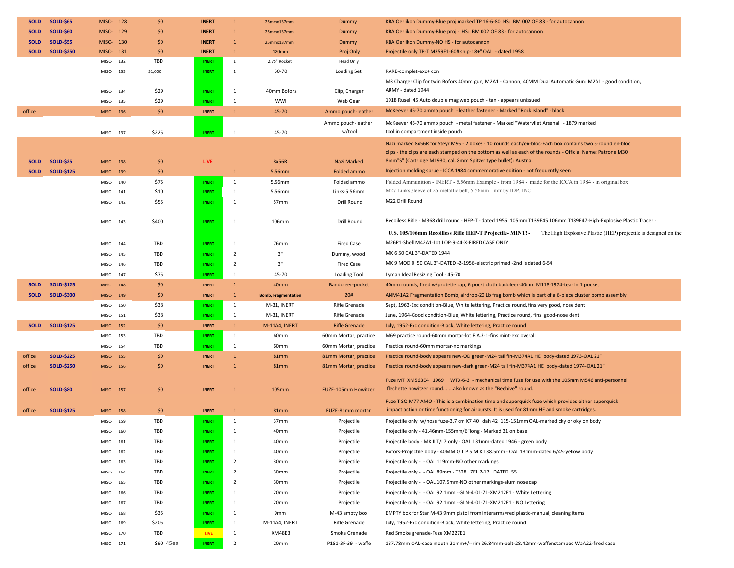| | | | | | | | | |
|---|---|---|---|---|---|---|---|---|
| SOLD | SOLD-$65 | MISC- 128 | $0 | INERT | 1 | 25mmx137mm | Dummy | KBA Oerlikon Dummy-Blue proj marked TP 16-6-80 HS: BM 002 OE 83 - for autocannon |
| SOLD | SOLD-$60 | MISC- 129 | $0 | INERT | 1 | 25mmx137mm | Dummy | KBA Oerlikon Dummy-Blue proj - HS: BM 002 OE 83 - for autocannon |
| SOLD | SOLD-$55 | MISC- 130 | $0 | INERT | 1 | 25mmx137mm | Dummy | KBA Oerlikon Dummy-NO HS - for autocannon |
| SOLD | SOLD-$250 | MISC- 131 | $0 | INERT | 1 | 120mm | Proj Only | Projectile only TP-T M359E1-60# ship-18+" OAL - dated 1958 |
| | | MISC- 132 | TBD | INERT | 1 | 2.75" Rocket | Head Only | |
| | | MISC- 133 | $1,000 | INERT | 1 | 50-70 | Loading Set | RARE-complet-exc+ con |
| | | MISC- 134 | $29 | INERT | 1 | 40mm Bofors | Clip, Charger | M3 Charger Clip for twin Bofors 40mm gun, M2A1 - Cannon, 40MM Dual Automatic Gun: M2A1 - good condition, ARMY - dated 1944 |
| | | MISC- 135 | $29 | INERT | 1 | WWI | Web Gear | 1918 Rusell 45 Auto double mag web pouch - tan - appears unissued |
| office | | MISC- 136 | $0 | INERT | 1 | 45-70 | Ammo pouch-leather | McKeever 45-70 ammo pouch - leather fastener - Marked "Rock Island" - black |
| | | MISC- 137 | $225 | INERT | 1 | 45-70 | Ammo pouch-leather w/tool | McKeever 45-70 ammo pouch - metal fastener - Marked "Watervliet Arsenal" - 1879 marked tool in compartment inside pouch |
| SOLD | SOLD-$25 | MISC- 138 | $0 | LIVE | | 8x56R | Nazi Marked | Nazi marked 8x56R for Steyr M95 - 2 boxes - 10 rounds each/en-bloc-Each box contains two 5-round en-bloc clips - the clips are each stamped on the bottom as well as each of the rounds - Official Name: Patrone M30 8mm"S" (Cartridge M1930, cal. 8mm Spitzer type bullet): Austria. |
| SOLD | SOLD-$125 | MISC- 139 | $0 | | 1 | 5.56mm | Folded ammo | Injection molding sprue - ICCA 1984 commemorative edition - not frequently seen |
| | | MISC- 140 | $75 | INERT | 1 | 5.56mm | Folded ammo | Folded Ammunition - INERT - 5.56mm Example - from 1984 - made for the ICCA in 1984 - in original box |
| | | MISC- 141 | $10 | INERT | 1 | 5.56mm | Links-5.56mm | M27 Links,sleeve of 26-metallic belt, 5.56mm - mfr by IDP, INC |
| | | MISC- 142 | $55 | INERT | 1 | 57mm | Drill Round | M22 Drill Round |
| | | MISC- 143 | $400 | INERT | 1 | 106mm | Drill Round | Recoiless Rifle - M368 drill round - HEP-T - dated 1956 105mm T139E45 106mm T139E47-High-Explosive Plastic Tracer - **U.S. 105/106mm Recoilless Rifle HEP-T Projectile- MINT! -** The High Explosive Plastic (HEP) projectile is designed on the |
| | | MISC- 144 | TBD | INERT | 1 | 76mm | Fired Case | M26P1-Shell M42A1-Lot LOP-9-44-X-FIRED CASE ONLY |
| | | MISC- 145 | TBD | INERT | 2 | 3" | Dummy, wood | MK 6 50 CAL 3"-DATED 1944 |
| | | MISC- 146 | TBD | INERT | 2 | 3" | Fired Case | MK 9 MOD 0 50 CAL 3"-DATED -2-1956-electric primed -2nd is dated 6-54 |
| | | MISC- 147 | $75 | INERT | 1 | 45-70 | Loading Tool | Lyman Ideal Resizing Tool - 45-70 |
| SOLD | SOLD-$125 | MISC- 148 | $0 | INERT | 1 | 40mm | Bandoleer-pocket | 40mm rounds, fired w/protetie cap, 6 pockt cloth badoleer-40mm M118-1974-tear in 1 pocket |
| SOLD | SOLD-$300 | MISC- 149 | $0 | INERT | 1 | Bomb, Fragmentation | 20# | ANM41A2 Fragmentation Bomb, airdrop-20 Lb frag bomb which is part of a 6-piece cluster bomb assembly |
| | | MISC- 150 | $38 | INERT | 1 | M-31, INERT | Rifle Grenade | Sept, 1963-Exc condition-Blue, White lettering, Practice round, fins very good, nose dent |
| | | MISC- 151 | $38 | INERT | 1 | M-31, INERT | Rifle Grenade | June, 1964-Good condition-Blue, White lettering, Practice round, fins good-nose dent |
| SOLD | SOLD-$125 | MISC- 152 | $0 | INERT | 1 | M-11A4, INERT | Rifle Grenade | July, 1952-Exc condition-Black, White lettering, Practice round |
| | | MISC- 153 | TBD | INERT | 1 | 60mm | 60mm Mortar, practice | M69 practice round-60mm mortar-lot F.A.3-1-fins mint-exc overall |
| | | MISC- 154 | TBD | INERT | 1 | 60mm | 60mm Mortar, practice | Practice round-60mm mortar-no markings |
| office | SOLD-$225 | MISC- 155 | $0 | INERT | 1 | 81mm | 81mm Mortar, practice | Practice round-body appears new-OD green-M24 tail fin-M374A1 HE body-dated 1973-OAL 21" |
| office | SOLD-$250 | MISC- 156 | $0 | INERT | 1 | 81mm | 81mm Mortar, practice | Practice round-body appears new-dark green-M24 tail fin-M374A1 HE body-dated 1974-OAL 21" |
| office | SOLD-$80 | MISC- 157 | $0 | INERT | 1 | 105mm | FUZE-105mm Howitzer | Fuze MT XM563E4 1969 WTX-6-3 - mechanical time fuze for use with the 105mm M546 anti-personnel flechette howitzer round.......also known as the "Beehive" round. |
| office | SOLD-$125 | MISC- 158 | $0 | INERT | 1 | 81mm | FUZE-81mm mortar | Fuze T SQ M77 AMO - This is a combination time and superquick fuze which provides either superquick impact action or time functioning for airbursts. It is used for 81mm HE and smoke cartridges. |
| | | MISC- 159 | TBD | INERT | 1 | 37mm | Projectile | Projectile only w/nose fuze-3,7 cm K7 40 dah 42 115-151mm OAL-marked cky or oky on body |
| | | MISC- 160 | TBD | INERT | 1 | 40mm | Projectile | Projectile only - 41.46mm-155mm/6"long - Marked 31 on base |
| | | MISC- 161 | TBD | INERT | 1 | 40mm | Projectile | Projectile body - MK II T/L7 only - OAL 131mm-dated 1946 - green body |
| | | MISC- 162 | TBD | INERT | 1 | 40mm | Projectile | Bofors-Projectile body - 40MM O T P S M K 138.5mm - OAL 131mm-dated 6/45-yellow body |
| | | MISC- 163 | TBD | INERT | 2 | 30mm | Projectile | Projectile only - - OAL 119mm-NO other markings |
| | | MISC- 164 | TBD | INERT | 2 | 30mm | Projectile | Projectile only - - OAL 89mm - T328 ZEL 2-17 DATED 55 |
| | | MISC- 165 | TBD | INERT | 2 | 30mm | Projectile | Projectile only - - OAL 107.5mm-NO other markings-alum nose cap |
| | | MISC- 166 | TBD | INERT | 1 | 20mm | Projectile | Projectile only - - OAL 92.1mm - GLN-4-01-71-XM212E1 - White Lettering |
| | | MISC- 167 | TBD | INERT | 1 | 20mm | Projectile | Projectile only - - OAL 92.1mm - GLN-4-01-71-XM212E1 - NO Lettering |
| | | MISC- 168 | $35 | INERT | 1 | 9mm | M-43 empty box | EMPTY box for Star M-43 9mm pistol from interarms=red plastic-manual, cleaning items |
| | | MISC- 169 | $205 | INERT | 1 | M-11A4, INERT | Rifle Grenade | July, 1952-Exc condition-Black, White lettering, Practice round |
| | | MISC- 170 | TBD | LIVE | 1 | XM48E3 | Smoke Grenade | Red Smoke grenade-Fuze XM227E1 |
| | | MISC- 171 | $90 45ea | INERT | 2 | 20mm | P181-3F-39 - waffe | 137.78mm OAL-case mouth 21mm+/--rim 26.84mm-belt-28.42mm-waffenstamped WaA22-fired case |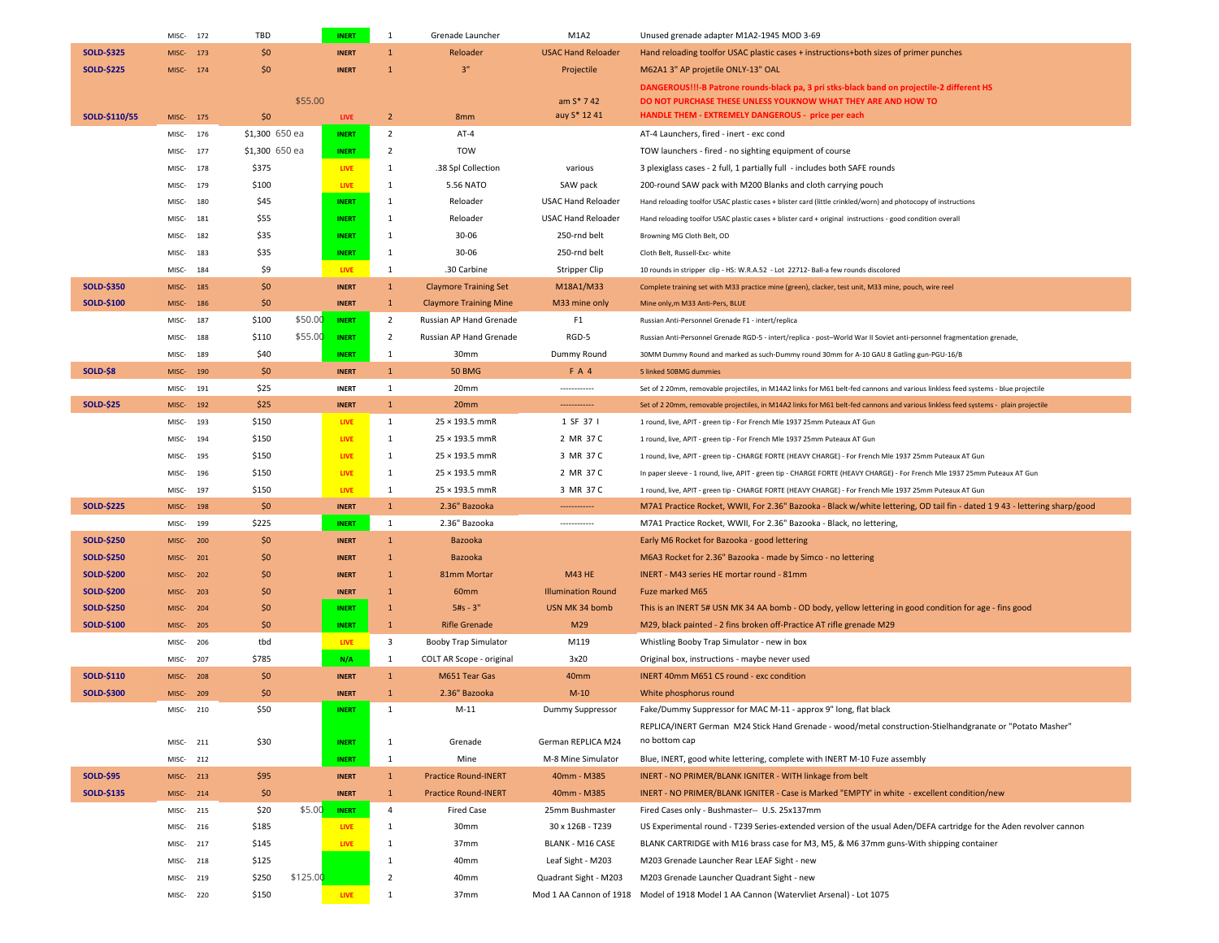| Status | Category | No. | Price | Sale Price | Type | Qty | Item | Model | Description |
|---|---|---|---|---|---|---|---|---|---|
| | MISC- | 172 | TBD | | INERT | 1 | Grenade Launcher | M1A2 | Unused grenade adapter M1A2-1945 MOD 3-69 |
| SOLD-$325 | MISC- | 173 | $0 | | INERT | 1 | Reloader | USAC Hand Reloader | Hand reloading toolfor USAC plastic cases + instructions+both sizes of primer punches |
| SOLD-$225 | MISC- | 174 | $0 | | INERT | 1 | 3" | Projectile | M62A1 3" AP projetile ONLY-13" OAL |
| SOLD-$110/55 | MISC- | 175 | $0 | $55.00 | LIVE | 2 | 8mm | am S* 7 42 auy S* 12 41 | DANGEROUS!!!-B Patrone rounds-black pa, 3 pri stks-black band on projectile-2 different HS DO NOT PURCHASE THESE UNLESS YOUKNOW WHAT THEY ARE AND HOW TO HANDLE THEM - EXTREMELY DANGEROUS - price per each |
| | MISC- | 176 | $1,300 | 650 ea | INERT | 2 | AT-4 | | AT-4 Launchers, fired - inert - exc cond |
| | MISC- | 177 | $1,300 | 650 ea | INERT | 2 | TOW | | TOW launchers - fired - no sighting equipment of course |
| | MISC- | 178 | $375 | | LIVE | 1 | .38 Spl Collection | various | 3 plexiglass cases - 2 full, 1 partially full - includes both SAFE rounds |
| | MISC- | 179 | $100 | | LIVE | 1 | 5.56 NATO | SAW pack | 200-round SAW pack with M200 Blanks and cloth carrying pouch |
| | MISC- | 180 | $45 | | INERT | 1 | Reloader | USAC Hand Reloader | Hand reloading toolfor USAC plastic cases + blister card (little crinkled/worn) and photocopy of instructions |
| | MISC- | 181 | $55 | | INERT | 1 | Reloader | USAC Hand Reloader | Hand reloading toolfor USAC plastic cases + blister card + original instructions - good condition overall |
| | MISC- | 182 | $35 | | INERT | 1 | 30-06 | 250-rnd belt | Browning MG Cloth Belt, OD |
| | MISC- | 183 | $35 | | INERT | 1 | 30-06 | 250-rnd belt | Cloth Belt, Russell-Exc- white |
| | MISC- | 184 | $9 | | LIVE | 1 | .30 Carbine | Stripper Clip | 10 rounds in stripper clip - HS: W.R.A.52 - Lot 22712- Ball-a few rounds discolored |
| SOLD-$350 | MISC- | 185 | $0 | | INERT | 1 | Claymore Training Set | M18A1/M33 | Complete training set with M33 practice mine (green), clacker, test unit, M33 mine, pouch, wire reel |
| SOLD-$100 | MISC- | 186 | $0 | | INERT | 1 | Claymore Training Mine | M33 mine only | Mine only,m M33 Anti-Pers, BLUE |
| | MISC- | 187 | $100 | $50.00 | INERT | 2 | Russian AP Hand Grenade | F1 | Russian Anti-Personnel Grenade F1 - intert/replica |
| | MISC- | 188 | $110 | $55.00 | INERT | 2 | Russian AP Hand Grenade | RGD-5 | Russian Anti-Personnel Grenade RGD-5 - intert/replica - post–World War II Soviet anti-personnel fragmentation grenade, |
| | MISC- | 189 | $40 | | INERT | 1 | 30mm | Dummy Round | 30MM Dummy Round and marked as such-Dummy round 30mm for A-10 GAU 8 Gatling gun-PGU-16/B |
| SOLD-$8 | MISC- | 190 | $0 | | INERT | 1 | 50 BMG | F A 4 | 5 linked 50BMG dummies |
| | MISC- | 191 | $25 | | INERT | 1 | 20mm | ------------ | Set of 2 20mm, removable projectiles, in M14A2 links for M61 belt-fed cannons and various linkless feed systems - blue projectile |
| SOLD-$25 | MISC- | 192 | $25 | | INERT | 1 | 20mm | ------------ | Set of 2 20mm, removable projectiles, in M14A2 links for M61 belt-fed cannons and various linkless feed systems - plain projectile |
| | MISC- | 193 | $150 | | LIVE | 1 | 25 × 193.5 mmR | 1 SF 37 I | 1 round, live, APIT - green tip - For French Mle 1937 25mm Puteaux AT Gun |
| | MISC- | 194 | $150 | | LIVE | 1 | 25 × 193.5 mmR | 2 MR 37 C | 1 round, live, APIT - green tip - For French Mle 1937 25mm Puteaux AT Gun |
| | MISC- | 195 | $150 | | LIVE | 1 | 25 × 193.5 mmR | 3 MR 37 C | 1 round, live, APIT - green tip - CHARGE FORTE (HEAVY CHARGE) - For French Mle 1937 25mm Puteaux AT Gun |
| | MISC- | 196 | $150 | | LIVE | 1 | 25 × 193.5 mmR | 2 MR 37 C | In paper sleeve - 1 round, live, APIT - green tip - CHARGE FORTE (HEAVY CHARGE) - For French Mle 1937 25mm Puteaux AT Gun |
| | MISC- | 197 | $150 | | LIVE | 1 | 25 × 193.5 mmR | 3 MR 37 C | 1 round, live, APIT - green tip - CHARGE FORTE (HEAVY CHARGE) - For French Mle 1937 25mm Puteaux AT Gun |
| SOLD-$225 | MISC- | 198 | $0 | | INERT | 1 | 2.36" Bazooka | ------------ | M7A1 Practice Rocket, WWII, For 2.36" Bazooka - Black w/white lettering, OD tail fin - dated 1 9 43 - lettering sharp/good |
| | MISC- | 199 | $225 | | INERT | 1 | 2.36" Bazooka | ------------ | M7A1 Practice Rocket, WWII, For 2.36" Bazooka - Black, no lettering, |
| SOLD-$250 | MISC- | 200 | $0 | | INERT | 1 | Bazooka | | Early M6 Rocket for Bazooka - good lettering |
| SOLD-$250 | MISC- | 201 | $0 | | INERT | 1 | Bazooka | | M6A3 Rocket for 2.36" Bazooka - made by Simco - no lettering |
| SOLD-$200 | MISC- | 202 | $0 | | INERT | 1 | 81mm Mortar | M43 HE | INERT - M43 series HE mortar round - 81mm |
| SOLD-$200 | MISC- | 203 | $0 | | INERT | 1 | 60mm | Illumination Round | Fuze marked M65 |
| SOLD-$250 | MISC- | 204 | $0 | | INERT | 1 | 5#s - 3" | USN MK 34 bomb | This is an INERT 5# USN MK 34 AA bomb - OD body, yellow lettering in good condition for age - fins good |
| SOLD-$100 | MISC- | 205 | $0 | | INERT | 1 | Rifle Grenade | M29 | M29, black painted - 2 fins broken off-Practice AT rifle grenade M29 |
| | MISC- | 206 | tbd | | LIVE | 3 | Booby Trap Simulator | M119 | Whistling Booby Trap Simulator - new in box |
| | MISC- | 207 | $785 | | N/A | 1 | COLT AR Scope - original | 3x20 | Original box, instructions - maybe never used |
| SOLD-$110 | MISC- | 208 | $0 | | INERT | 1 | M651 Tear Gas | 40mm | INERT 40mm M651 CS round - exc condition |
| SOLD-$300 | MISC- | 209 | $0 | | INERT | 1 | 2.36" Bazooka | M-10 | White phosphorus round |
| | MISC- | 210 | $50 | | INERT | 1 | M-11 | Dummy Suppressor | Fake/Dummy Suppressor for MAC M-11 - approx 9" long, flat black |
| | MISC- | 211 | $30 | | INERT | 1 | Grenade | German REPLICA M24 | REPLICA/INERT German M24 Stick Hand Grenade - wood/metal construction-Stielhandgranate or "Potato Masher" no bottom cap |
| | MISC- | 212 | | | INERT | 1 | Mine | M-8 Mine Simulator | Blue, INERT, good white lettering, complete with INERT M-10 Fuze assembly |
| SOLD-$95 | MISC- | 213 | $95 | | INERT | 1 | Practice Round-INERT | 40mm - M385 | INERT - NO PRIMER/BLANK IGNITER - WITH linkage from belt |
| SOLD-$135 | MISC- | 214 | $0 | | INERT | 1 | Practice Round-INERT | 40mm - M385 | INERT - NO PRIMER/BLANK IGNITER - Case is Marked "EMPTY' in white - excellent condition/new |
| | MISC- | 215 | $20 | $5.00 | INERT | 4 | Fired Case | 25mm Bushmaster | Fired Cases only - Bushmaster-- U.S. 25x137mm |
| | MISC- | 216 | $185 | | LIVE | 1 | 30mm | 30 x 126B - T239 | US Experimental round - T239 Series-extended version of the usual Aden/DEFA cartridge for the Aden revolver cannon |
| | MISC- | 217 | $145 | | LIVE | 1 | 37mm | BLANK - M16 CASE | BLANK CARTRIDGE with M16 brass case for M3, M5, & M6 37mm guns-With shipping container |
| | MISC- | 218 | $125 | | | 1 | 40mm | Leaf Sight - M203 | M203 Grenade Launcher Rear LEAF Sight - new |
| | MISC- | 219 | $250 | $125.00 | | 2 | 40mm | Quadrant Sight - M203 | M203 Grenade Launcher Quadrant Sight - new |
| | MISC- | 220 | $150 | | LIVE | 1 | 37mm | Mod 1 AA Cannon of 1918 | Model of 1918 Model 1 AA Cannon (Watervliet Arsenal) - Lot 1075 |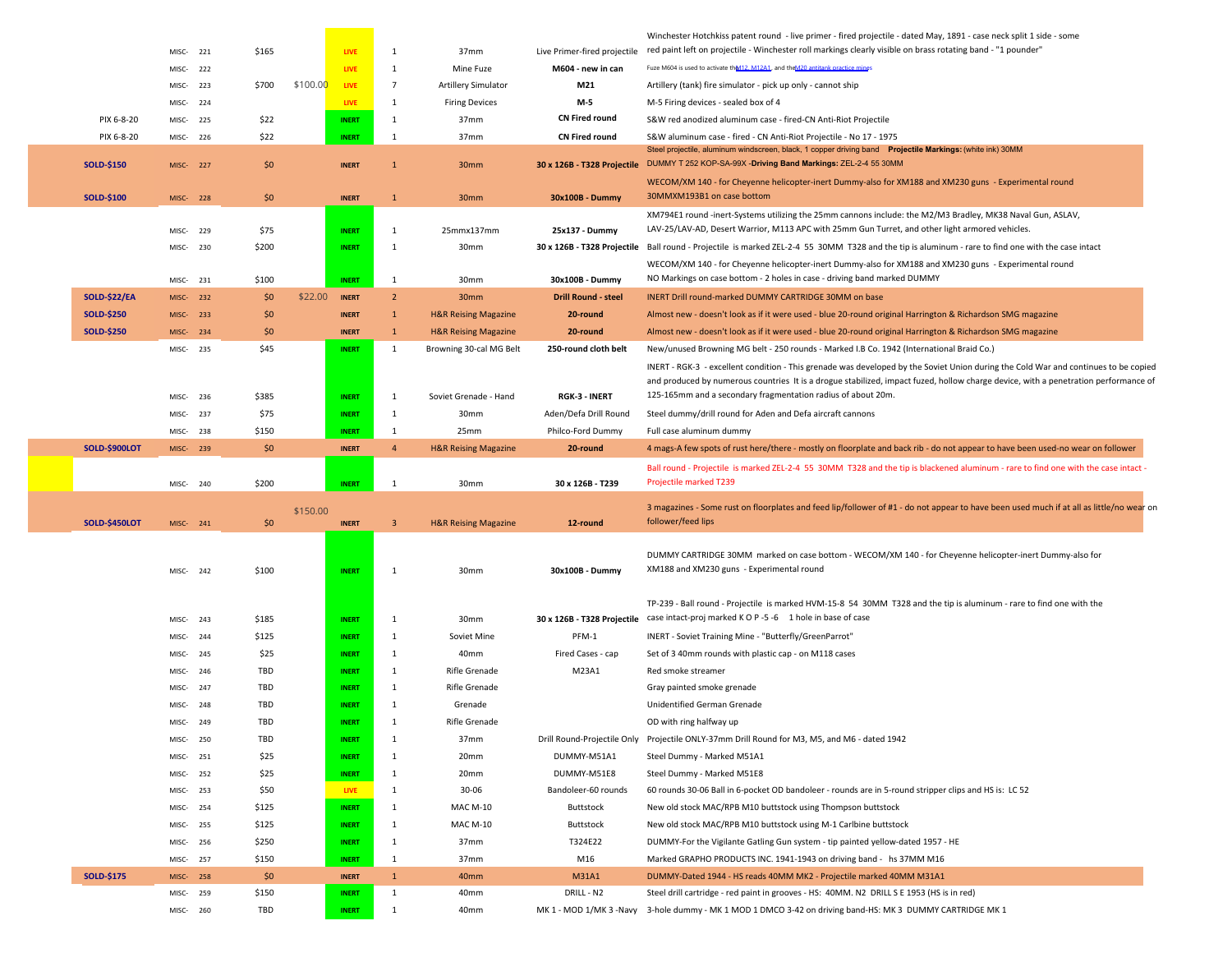| | | | | | | | | |
|---|---|---|---|---|---|---|---|---|
| | MISC- 221 | $165 | | LIVE | 1 | 37mm | Live Primer-fired projectile | Winchester Hotchkiss patent round - live primer - fired projectile - dated May, 1891 - case neck split 1 side - some red paint left on projectile - Winchester roll markings clearly visible on brass rotating band - "1 pounder" |
| | MISC- 222 | | | LIVE | 1 | Mine Fuze | **M604 - new in can** | Fuze M604 is used to activate the M12, M12A1, and the M20 antitank practice mines |
| | MISC- 223 | $700 | $100.00 | LIVE | 7 | Artillery Simulator | **M21** | Artillery (tank) fire simulator - pick up only - cannot ship |
| | MISC- 224 | | | LIVE | 1 | Firing Devices | **M-5** | M-5 Firing devices - sealed box of 4 |
| PIX 6-8-20 | MISC- 225 | $22 | | INERT | 1 | 37mm | **CN Fired round** | S&W red anodized aluminum case - fired-CN Anti-Riot Projectile |
| PIX 6-8-20 | MISC- 226 | $22 | | INERT | 1 | 37mm | **CN Fired round** | S&W aluminum case - fired - CN Anti-Riot Projectile - No 17 - 1975 |
| **SOLD-$150** | MISC- 227 | $0 | | INERT | 1 | 30mm | **30 x 126B - T328 Projectile** | Steel projectile, aluminum windscreen, black, 1 copper driving band **Projectile Markings:** (white ink) 30MM DUMMY T 252 KOP-SA-99X -**Driving Band Markings:** ZEL-2-4 55 30MM |
| **SOLD-$100** | MISC- 228 | $0 | | INERT | 1 | 30mm | **30x100B - Dummy** | WECOM/XM 140 - for Cheyenne helicopter-inert Dummy-also for XM188 and XM230 guns - Experimental round 30MMXM193B1 on case bottom |
| | MISC- 229 | $75 | | INERT | 1 | 25mmx137mm | **25x137 - Dummy** | XM794E1 round -inert-Systems utilizing the 25mm cannons include: the M2/M3 Bradley, MK38 Naval Gun, ASLAV, LAV-25/LAV-AD, Desert Warrior, M113 APC with 25mm Gun Turret, and other light armored vehicles. |
| | MISC- 230 | $200 | | INERT | 1 | 30mm | **30 x 126B - T328 Projectile** | Ball round - Projectile is marked ZEL-2-4 55 30MM T328 and the tip is aluminum - rare to find one with the case intact |
| | MISC- 231 | $100 | | INERT | 1 | 30mm | **30x100B - Dummy** | WECOM/XM 140 - for Cheyenne helicopter-inert Dummy-also for XM188 and XM230 guns - Experimental round NO Markings on case bottom - 2 holes in case - driving band marked DUMMY |
| **SOLD-$22/EA** | MISC- 232 | $0 | $22.00 | INERT | 2 | 30mm | **Drill Round - steel** | INERT Drill round-marked DUMMY CARTRIDGE 30MM on base |
| **SOLD-$250** | MISC- 233 | $0 | | INERT | 1 | H&R Reising Magazine | **20-round** | Almost new - doesn't look as if it were used - blue 20-round original Harrington & Richardson SMG magazine |
| **SOLD-$250** | MISC- 234 | $0 | | INERT | 1 | H&R Reising Magazine | **20-round** | Almost new - doesn't look as if it were used - blue 20-round original Harrington & Richardson SMG magazine |
| | MISC- 235 | $45 | | INERT | 1 | Browning 30-cal MG Belt | **250-round cloth belt** | New/unused Browning MG belt - 250 rounds - Marked I.B Co. 1942 (International Braid Co.) |
| | MISC- 236 | $385 | | INERT | 1 | Soviet Grenade - Hand | **RGK-3 - INERT** | INERT - RGK-3 - excellent condition - This grenade was developed by the Soviet Union during the Cold War and continues to be copied and produced by numerous countries It is a drogue stabilized, impact fuzed, hollow charge device, with a penetration performance of 125-165mm and a secondary fragmentation radius of about 20m. |
| | MISC- 237 | $75 | | INERT | 1 | 30mm | Aden/Defa Drill Round | Steel dummy/drill round for Aden and Defa aircraft cannons |
| | MISC- 238 | $150 | | INERT | 1 | 25mm | Philco-Ford Dummy | Full case aluminum dummy |
| **SOLD-$900LOT** | MISC- 239 | $0 | | INERT | 4 | H&R Reising Magazine | **20-round** | 4 mags-A few spots of rust here/there - mostly on floorplate and back rib - do not appear to have been used-no wear on follower |
| | MISC- 240 | $200 | | INERT | 1 | 30mm | **30 x 126B - T239** | Ball round - Projectile is marked ZEL-2-4 55 30MM T328 and the tip is blackened aluminum - rare to find one with the case intact - Projectile marked T239 |
| **SOLD-$450LOT** | MISC- 241 | $0 | $150.00 | INERT | 3 | H&R Reising Magazine | **12-round** | 3 magazines - Some rust on floorplates and feed lip/follower of #1 - do not appear to have been used much if at all as little/no wear on follower/feed lips |
| | MISC- 242 | $100 | | INERT | 1 | 30mm | **30x100B - Dummy** | DUMMY CARTRIDGE 30MM marked on case bottom - WECOM/XM 140 - for Cheyenne helicopter-inert Dummy-also for XM188 and XM230 guns - Experimental round |
| | MISC- 243 | $185 | | INERT | 1 | 30mm | **30 x 126B - T328 Projectile** | TP-239 - Ball round - Projectile is marked HVM-15-8 54 30MM T328 and the tip is aluminum - rare to find one with the case intact-proj marked K O P -5 -6 1 hole in base of case |
| | MISC- 244 | $125 | | INERT | 1 | Soviet Mine | PFM-1 | INERT - Soviet Training Mine - "Butterfly/GreenParrot" |
| | MISC- 245 | $25 | | INERT | 1 | 40mm | Fired Cases - cap | Set of 3 40mm rounds with plastic cap - on M118 cases |
| | MISC- 246 | TBD | | INERT | 1 | Rifle Grenade | M23A1 | Red smoke streamer |
| | MISC- 247 | TBD | | INERT | 1 | Rifle Grenade | | Gray painted smoke grenade |
| | MISC- 248 | TBD | | INERT | 1 | Grenade | | Unidentified German Grenade |
| | MISC- 249 | TBD | | INERT | 1 | Rifle Grenade | | OD with ring halfway up |
| | MISC- 250 | TBD | | INERT | 1 | 37mm | Drill Round-Projectile Only | Projectile ONLY-37mm Drill Round for M3, M5, and M6 - dated 1942 |
| | MISC- 251 | $25 | | INERT | 1 | 20mm | DUMMY-M51A1 | Steel Dummy - Marked M51A1 |
| | MISC- 252 | $25 | | INERT | 1 | 20mm | DUMMY-M51E8 | Steel Dummy - Marked M51E8 |
| | MISC- 253 | $50 | | LIVE | 1 | 30-06 | Bandoleer-60 rounds | 60 rounds 30-06 Ball in 6-pocket OD bandoleer - rounds are in 5-round stripper clips and HS is: LC 52 |
| | MISC- 254 | $125 | | INERT | 1 | MAC M-10 | Buttstock | New old stock MAC/RPB M10 buttstock using Thompson buttstock |
| | MISC- 255 | $125 | | INERT | 1 | MAC M-10 | Buttstock | New old stock MAC/RPB M10 buttstock using M-1 Carlbine buttstock |
| | MISC- 256 | $250 | | INERT | 1 | 37mm | T324E22 | DUMMY-For the Vigilante Gatling Gun system - tip painted yellow-dated 1957 - HE |
| | MISC- 257 | $150 | | INERT | 1 | 37mm | M16 | Marked GRAPHO PRODUCTS INC. 1941-1943 on driving band - hs 37MM M16 |
| **SOLD-$175** | MISC- 258 | $0 | | INERT | 1 | 40mm | M31A1 | DUMMY-Dated 1944 - HS reads 40MM MK2 - Projectile marked 40MM M31A1 |
| | MISC- 259 | $150 | | INERT | 1 | 40mm | DRILL - N2 | Steel drill cartridge - red paint in grooves - HS: 40MM. N2 DRILL S E 1953 (HS is in red) |
| | MISC- 260 | TBD | | INERT | 1 | 40mm | MK 1 - MOD 1/MK 3 -Navy | 3-hole dummy - MK 1 MOD 1 DMCO 3-42 on driving band-HS: MK 3 DUMMY CARTRIDGE MK 1 |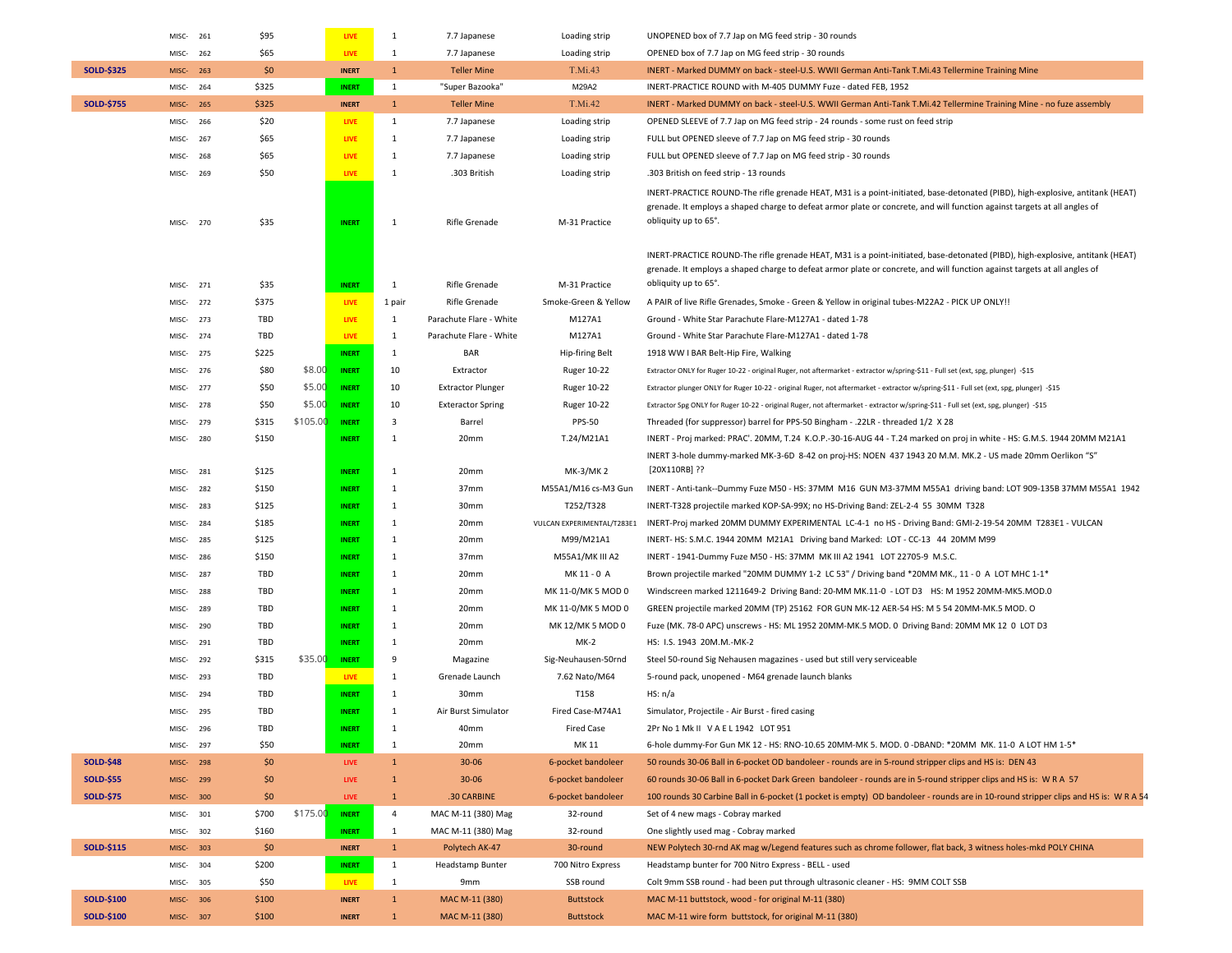| | | | | | | | | |
|---|---|---|---|---|---|---|---|---|
| | MISC- 261 | $95 | | LIVE | 1 | 7.7 Japanese | Loading strip | UNOPENED box of 7.7 Jap on MG feed strip - 30 rounds |
| | MISC- 262 | $65 | | LIVE | 1 | 7.7 Japanese | Loading strip | OPENED box of 7.7 Jap on MG feed strip - 30 rounds |
| SOLD-$325 | MISC- 263 | $0 | | INERT | 1 | Teller Mine | T.Mi.43 | INERT - Marked DUMMY on back - steel-U.S. WWII German Anti-Tank T.Mi.43 Tellermine Training Mine |
| | MISC- 264 | $325 | | INERT | 1 | "Super Bazooka" | M29A2 | INERT-PRACTICE ROUND with M-405 DUMMY Fuze - dated FEB, 1952 |
| SOLD-$755 | MISC- 265 | $325 | | INERT | 1 | Teller Mine | T.Mi.42 | INERT - Marked DUMMY on back - steel-U.S. WWII German Anti-Tank T.Mi.42 Tellermine Training Mine - no fuze assembly |
| | MISC- 266 | $20 | | LIVE | 1 | 7.7 Japanese | Loading strip | OPENED SLEEVE of 7.7 Jap on MG feed strip - 24 rounds - some rust on feed strip |
| | MISC- 267 | $65 | | LIVE | 1 | 7.7 Japanese | Loading strip | FULL but OPENED sleeve of 7.7 Jap on MG feed strip - 30 rounds |
| | MISC- 268 | $65 | | LIVE | 1 | 7.7 Japanese | Loading strip | FULL but OPENED sleeve of 7.7 Jap on MG feed strip - 30 rounds |
| | MISC- 269 | $50 | | LIVE | 1 | .303 British | Loading strip | .303 British on feed strip - 13 rounds |
| | MISC- 270 | $35 | | INERT | 1 | Rifle Grenade | M-31 Practice | INERT-PRACTICE ROUND-The rifle grenade HEAT, M31 is a point-initiated, base-detonated (PIBD), high-explosive, antitank (HEAT) grenade. It employs a shaped charge to defeat armor plate or concrete, and will function against targets at all angles of obliquity up to 65°. |
| | MISC- 271 | $35 | | INERT | 1 | Rifle Grenade | M-31 Practice | INERT-PRACTICE ROUND-The rifle grenade HEAT, M31 is a point-initiated, base-detonated (PIBD), high-explosive, antitank (HEAT) grenade. It employs a shaped charge to defeat armor plate or concrete, and will function against targets at all angles of obliquity up to 65°. |
| | MISC- 272 | $375 | | LIVE | 1 pair | Rifle Grenade | Smoke-Green & Yellow | A PAIR of live Rifle Grenades, Smoke - Green & Yellow in original tubes-M22A2 - PICK UP ONLY!! |
| | MISC- 273 | TBD | | LIVE | 1 | Parachute Flare - White | M127A1 | Ground - White Star Parachute Flare-M127A1 - dated 1-78 |
| | MISC- 274 | TBD | | LIVE | 1 | Parachute Flare - White | M127A1 | Ground - White Star Parachute Flare-M127A1 - dated 1-78 |
| | MISC- 275 | $225 | | INERT | 1 | BAR | Hip-firing Belt | 1918 WW I BAR Belt-Hip Fire, Walking |
| | MISC- 276 | $80 | $8.00 | INERT | 10 | Extractor | Ruger 10-22 | Extractor ONLY for Ruger 10-22 - original Ruger, not aftermarket - extractor w/spring-$11 - Full set (ext, spg, plunger) -$15 |
| | MISC- 277 | $50 | $5.00 | INERT | 10 | Extractor Plunger | Ruger 10-22 | Extractor plunger ONLY for Ruger 10-22 - original Ruger, not aftermarket - extractor w/spring-$11 - Full set (ext, spg, plunger) -$15 |
| | MISC- 278 | $50 | $5.00 | INERT | 10 | Exteractor Spring | Ruger 10-22 | Extractor Spg ONLY for Ruger 10-22 - original Ruger, not aftermarket - extractor w/spring-$11 - Full set (ext, spg, plunger) -$15 |
| | MISC- 279 | $315 | $105.00 | INERT | 3 | Barrel | PPS-50 | Threaded (for suppressor) barrel for PPS-50 Bingham - .22LR - threaded 1/2 X 28 |
| | MISC- 280 | $150 | | INERT | 1 | 20mm | T.24/M21A1 | INERT - Proj marked: PRAC'. 20MM, T.24 K.O.P.-30-16-AUG 44 - T.24 marked on proj in white - HS: G.M.S. 1944 20MM M21A1 |
| | MISC- 281 | $125 | | INERT | 1 | 20mm | MK-3/MK 2 | INERT 3-hole dummy-marked MK-3-6D 8-42 on proj-HS: NOEN 437 1943 20 M.M. MK.2 - US made 20mm Oerlikon "S" [20X110RB] ?? |
| | MISC- 282 | $150 | | INERT | 1 | 37mm | M55A1/M16 cs-M3 Gun | INERT - Anti-tank--Dummy Fuze M50 - HS: 37MM M16 GUN M3-37MM M55A1 driving band: LOT 909-135B 37MM M55A1 1942 |
| | MISC- 283 | $125 | | INERT | 1 | 30mm | T252/T328 | INERT-T328 projectile marked KOP-SA-99X; no HS-Driving Band: ZEL-2-4 55 30MM T328 |
| | MISC- 284 | $185 | | INERT | 1 | 20mm | VULCAN EXPERIMENTAL/T283E1 | INERT-Proj marked 20MM DUMMY EXPERIMENTAL LC-4-1 no HS - Driving Band: GMI-2-19-54 20MM T283E1 - VULCAN |
| | MISC- 285 | $125 | | INERT | 1 | 20mm | M99/M21A1 | INERT- HS: S.M.C. 1944 20MM M21A1 Driving band Marked: LOT - CC-13 44 20MM M99 |
| | MISC- 286 | $150 | | INERT | 1 | 37mm | M55A1/MK III A2 | INERT - 1941-Dummy Fuze M50 - HS: 37MM MK III A2 1941 LOT 22705-9 M.S.C. |
| | MISC- 287 | TBD | | INERT | 1 | 20mm | MK 11 - 0 A | Brown projectile marked "20MM DUMMY 1-2 LC 53" / Driving band *20MM MK., 11 - 0 A LOT MHC 1-1* |
| | MISC- 288 | TBD | | INERT | 1 | 20mm | MK 11-0/MK 5 MOD 0 | Windscreen marked 1211649-2 Driving Band: 20-MM MK.11-0 - LOT D3 HS: M 1952 20MM-MK5.MOD.0 |
| | MISC- 289 | TBD | | INERT | 1 | 20mm | MK 11-0/MK 5 MOD 0 | GREEN projectile marked 20MM (TP) 25162 FOR GUN MK-12 AER-54 HS: M 5 54 20MM-MK.5 MOD. O |
| | MISC- 290 | TBD | | INERT | 1 | 20mm | MK 12/MK 5 MOD 0 | Fuze (MK. 78-0 APC) unscrews - HS: ML 1952 20MM-MK.5 MOD. 0 Driving Band: 20MM MK 12 0 LOT D3 |
| | MISC- 291 | TBD | | INERT | 1 | 20mm | MK-2 | HS: I.S. 1943 20M.M.-MK-2 |
| | MISC- 292 | $315 | $35.00 | INERT | 9 | Magazine | Sig-Neuhausen-50rnd | Steel 50-round Sig Nehausen magazines - used but still very serviceable |
| | MISC- 293 | TBD | | LIVE | 1 | Grenade Launch | 7.62 Nato/M64 | 5-round pack, unopened - M64 grenade launch blanks |
| | MISC- 294 | TBD | | INERT | 1 | 30mm | T158 | HS: n/a |
| | MISC- 295 | TBD | | INERT | 1 | Air Burst Simulator | Fired Case-M74A1 | Simulator, Projectile - Air Burst - fired casing |
| | MISC- 296 | TBD | | INERT | 1 | 40mm | Fired Case | 2Pr No 1 Mk II V A E L 1942 LOT 951 |
| | MISC- 297 | $50 | | INERT | 1 | 20mm | MK 11 | 6-hole dummy-For Gun MK 12 - HS: RNO-10.65 20MM-MK 5. MOD. 0 -DBAND: *20MM MK. 11-0 A LOT HM 1-5* |
| SOLD-$48 | MISC- 298 | $0 | | LIVE | 1 | 30-06 | 6-pocket bandoleer | 50 rounds 30-06 Ball in 6-pocket OD bandoleer - rounds are in 5-round stripper clips and HS is: DEN 43 |
| SOLD-$55 | MISC- 299 | $0 | | LIVE | 1 | 30-06 | 6-pocket bandoleer | 60 rounds 30-06 Ball in 6-pocket Dark Green bandoleer - rounds are in 5-round stripper clips and HS is: W R A 57 |
| SOLD-$75 | MISC- 300 | $0 | | LIVE | 1 | .30 CARBINE | 6-pocket bandoleer | 100 rounds 30 Carbine Ball in 6-pocket (1 pocket is empty) OD bandoleer - rounds are in 10-round stripper clips and HS is: W R A 54 |
| | MISC- 301 | $700 | $175.00 | INERT | 4 | MAC M-11 (380) Mag | 32-round | Set of 4 new mags - Cobray marked |
| | MISC- 302 | $160 | | INERT | 1 | MAC M-11 (380) Mag | 32-round | One slightly used mag - Cobray marked |
| SOLD-$115 | MISC- 303 | $0 | | INERT | 1 | Polytech AK-47 | 30-round | NEW Polytech 30-rnd AK mag w/Legend features such as chrome follower, flat back, 3 witness holes-mkd POLY CHINA |
| | MISC- 304 | $200 | | INERT | 1 | Headstamp Bunter | 700 Nitro Express | Headstamp bunter for 700 Nitro Express - BELL - used |
| | MISC- 305 | $50 | | LIVE | 1 | 9mm | SSB round | Colt 9mm SSB round - had been put through ultrasonic cleaner - HS: 9MM COLT SSB |
| SOLD-$100 | MISC- 306 | $100 | | INERT | 1 | MAC M-11 (380) | Buttstock | MAC M-11 buttstock, wood - for original M-11 (380) |
| SOLD-$100 | MISC- 307 | $100 | | INERT | 1 | MAC M-11 (380) | Buttstock | MAC M-11 wire form buttstock, for original M-11 (380) |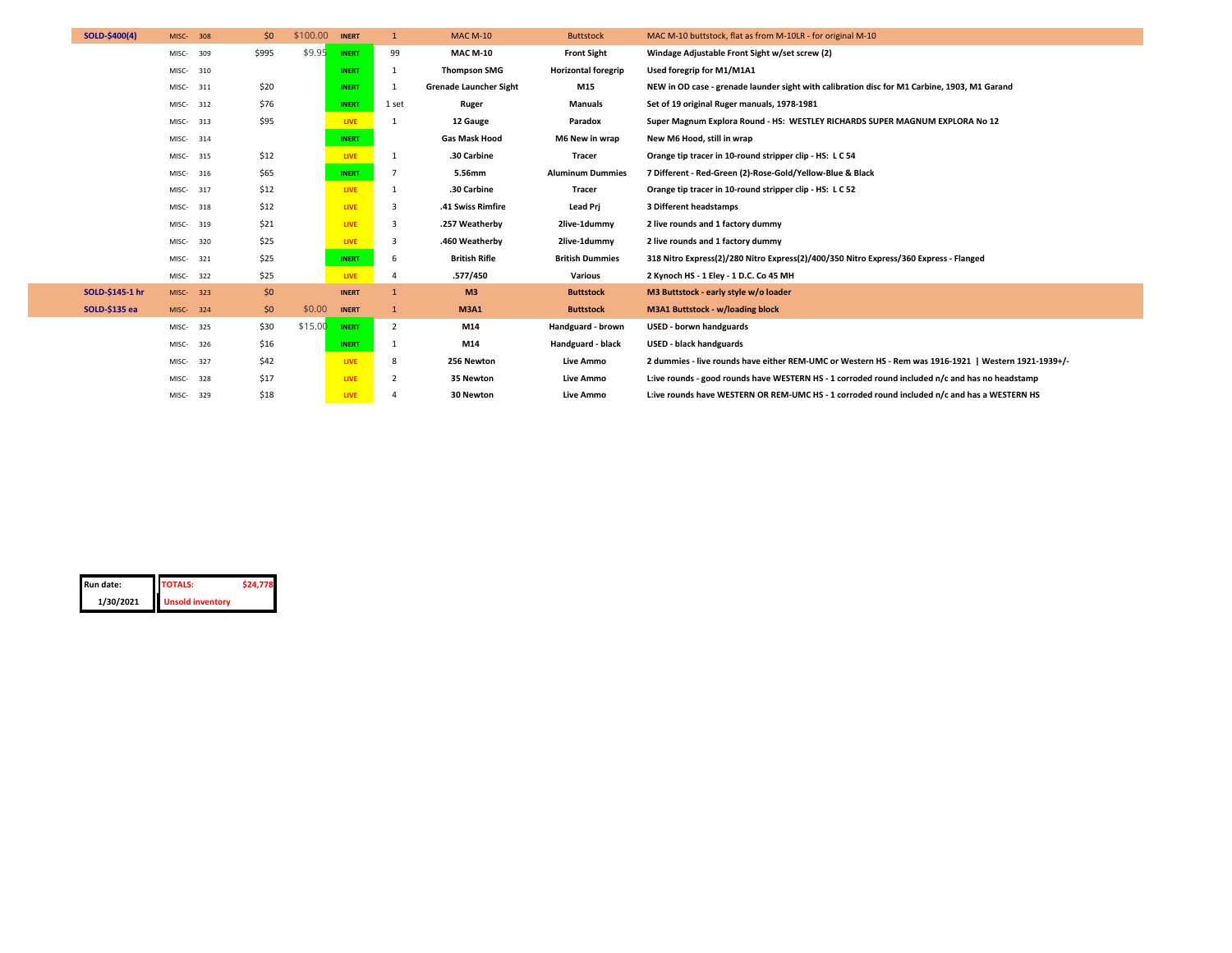| | | | | | | | | | |
|---|---|---|---|---|---|---|---|---|---|
| SOLD-$400(4) | MISC- 308 | $0 | $100.00 | INERT | 1 | MAC M-10 | Buttstock | MAC M-10 buttstock, flat as from M-10LR - for original M-10 |
| | MISC- 309 | $995 | $9.95 | INERT | 99 | MAC M-10 | Front Sight | Windage Adjustable Front Sight w/set screw (2) |
| | MISC- 310 | | | INERT | 1 | Thompson SMG | Horizontal foregrip | Used foregrip for M1/M1A1 |
| | MISC- 311 | $20 | | INERT | 1 | Grenade Launcher Sight | M15 | NEW in OD case - grenade launder sight with calibration disc for M1 Carbine, 1903, M1 Garand |
| | MISC- 312 | $76 | | INERT | 1 set | Ruger | Manuals | Set of 19 original Ruger manuals, 1978-1981 |
| | MISC- 313 | $95 | | LIVE | 1 | 12 Gauge | Paradox | Super Magnum Explora Round - HS: WESTLEY RICHARDS SUPER MAGNUM EXPLORA No 12 |
| | MISC- 314 | | | INERT | | Gas Mask Hood | M6 New in wrap | New M6 Hood, still in wrap |
| | MISC- 315 | $12 | | LIVE | 1 | .30 Carbine | Tracer | Orange tip tracer in 10-round stripper clip - HS: L C 54 |
| | MISC- 316 | $65 | | INERT | 7 | 5.56mm | Aluminum Dummies | 7 Different - Red-Green (2)-Rose-Gold/Yellow-Blue & Black |
| | MISC- 317 | $12 | | LIVE | 1 | .30 Carbine | Tracer | Orange tip tracer in 10-round stripper clip - HS: L C 52 |
| | MISC- 318 | $12 | | LIVE | 3 | .41 Swiss Rimfire | Lead Prj | 3 Different headstamps |
| | MISC- 319 | $21 | | LIVE | 3 | .257 Weatherby | 2live-1dummy | 2 live rounds and 1 factory dummy |
| | MISC- 320 | $25 | | LIVE | 3 | .460 Weatherby | 2live-1dummy | 2 live rounds and 1 factory dummy |
| | MISC- 321 | $25 | | INERT | 6 | British Rifle | British Dummies | 318 Nitro Express(2)/280 Nitro Express(2)/400/350 Nitro Express/360 Express - Flanged |
| | MISC- 322 | $25 | | LIVE | 4 | .577/450 | Various | 2 Kynoch HS - 1 Eley - 1 D.C. Co 45 MH |
| SOLD-$145-1 hr | MISC- 323 | $0 | | INERT | 1 | M3 | Buttstock | M3 Buttstock - early style w/o loader |
| SOLD-$135 ea | MISC- 324 | $0 | $0.00 | INERT | 1 | M3A1 | Buttstock | M3A1 Buttstock - w/loading block |
| | MISC- 325 | $30 | $15.00 | INERT | 2 | M14 | Handguard - brown | USED - borwn handguards |
| | MISC- 326 | $16 | | INERT | 1 | M14 | Handguard - black | USED - black handguards |
| | MISC- 327 | $42 | | LIVE | 8 | 256 Newton | Live Ammo | 2 dummies - live rounds have either REM-UMC or Western HS - Rem was 1916-1921 \| Western 1921-1939+/- |
| | MISC- 328 | $17 | | LIVE | 2 | 35 Newton | Live Ammo | L:ive rounds - good rounds have WESTERN HS - 1 corroded round included n/c and has no headstamp |
| | MISC- 329 | $18 | | LIVE | 4 | 30 Newton | Live Ammo | L:ive rounds have WESTERN OR REM-UMC HS - 1 corroded round included n/c and has a WESTERN HS |

| Run date: | TOTALS: | $24,778 |
|---|---|---|
| 1/30/2021 | Unsold inventory | |